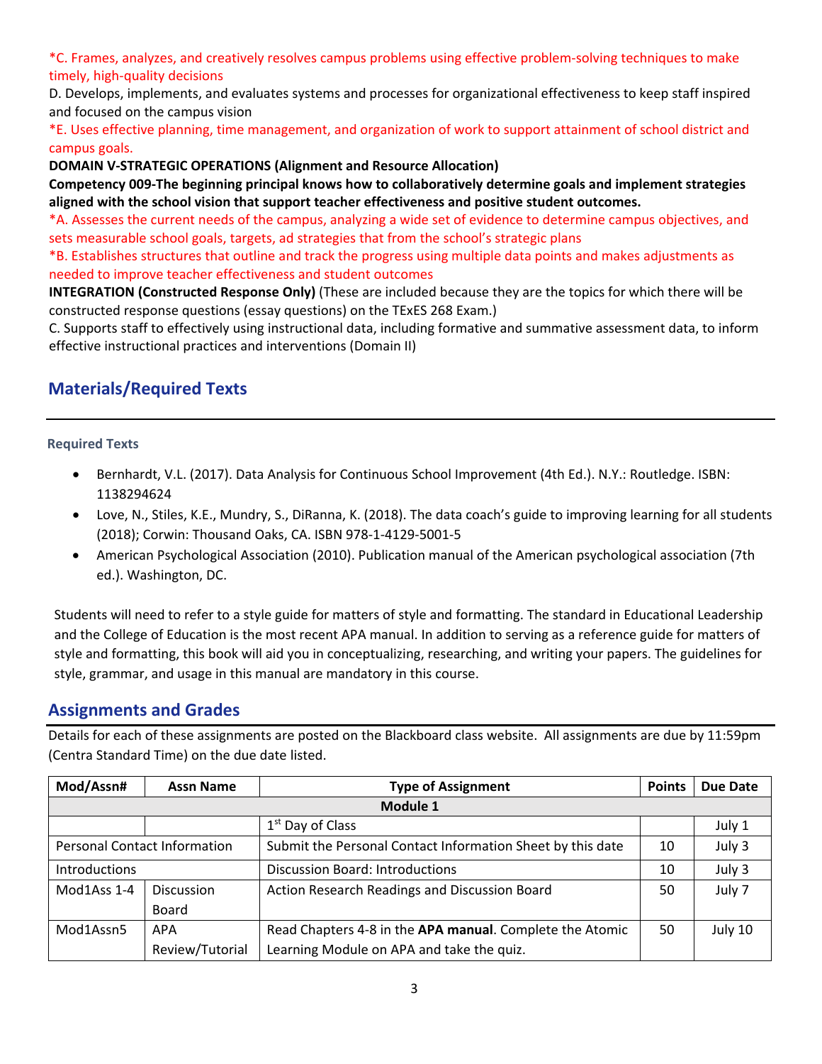*C. Frames, analyzes, and creatively resolves campus problems using effective problem-solving techniques to make timely, high-quality decisions

D. Develops, implements, and evaluates systems and processes for organizational effectiveness to keep staff inspired and focused on the campus vision

*E. Uses effective planning, time management, and organization of work to support attainment of school district and campus goals.

**DOMAIN V-STRATEGIC OPERATIONS (Alignment and Resource Allocation)**

**Competency 009-The beginning principal knows how to collaboratively determine goals and implement strategies aligned with the school vision that support teacher effectiveness and positive student outcomes.**

*A. Assesses the current needs of the campus, analyzing a wide set of evidence to determine campus objectives, and sets measurable school goals, targets, ad strategies that from the school's strategic plans

*B. Establishes structures that outline and track the progress using multiple data points and makes adjustments as needed to improve teacher effectiveness and student outcomes

**INTEGRATION (Constructed Response Only)** (These are included because they are the topics for which there will be constructed response questions (essay questions) on the TExES 268 Exam.)

C. Supports staff to effectively using instructional data, including formative and summative assessment data, to inform effective instructional practices and interventions (Domain II)

## Materials/Required Texts

### Required Texts

- Bernhardt, V.L. (2017). Data Analysis for Continuous School Improvement (4th Ed.). N.Y.: Routledge. ISBN: 1138294624
- Love, N., Stiles, K.E., Mundry, S., DiRanna, K. (2018). The data coach's guide to improving learning for all students (2018); Corwin: Thousand Oaks, CA. ISBN 978-1-4129-5001-5
- American Psychological Association (2010). Publication manual of the American psychological association (7th ed.). Washington, DC.

Students will need to refer to a style guide for matters of style and formatting. The standard in Educational Leadership and the College of Education is the most recent APA manual. In addition to serving as a reference guide for matters of style and formatting, this book will aid you in conceptualizing, researching, and writing your papers. The guidelines for style, grammar, and usage in this manual are mandatory in this course.

## Assignments and Grades

Details for each of these assignments are posted on the Blackboard class website. All assignments are due by 11:59pm (Centra Standard Time) on the due date listed.

| Mod/Assn# | Assn Name | Type of Assignment | Points | Due Date |
|---|---|---|---|---|
| | | **Module 1** | | |
| | | 1st Day of Class | | July 1 |
| Personal Contact Information | | Submit the Personal Contact Information Sheet by this date | 10 | July 3 |
| Introductions | | Discussion Board: Introductions | 10 | July 3 |
| Mod1Ass 1-4 | Discussion Board | Action Research Readings and Discussion Board | 50 | July 7 |
| Mod1Assn5 | APA Review/Tutorial | Read Chapters 4-8 in the **APA manual**. Complete the Atomic Learning Module on APA and take the quiz. | 50 | July 10 |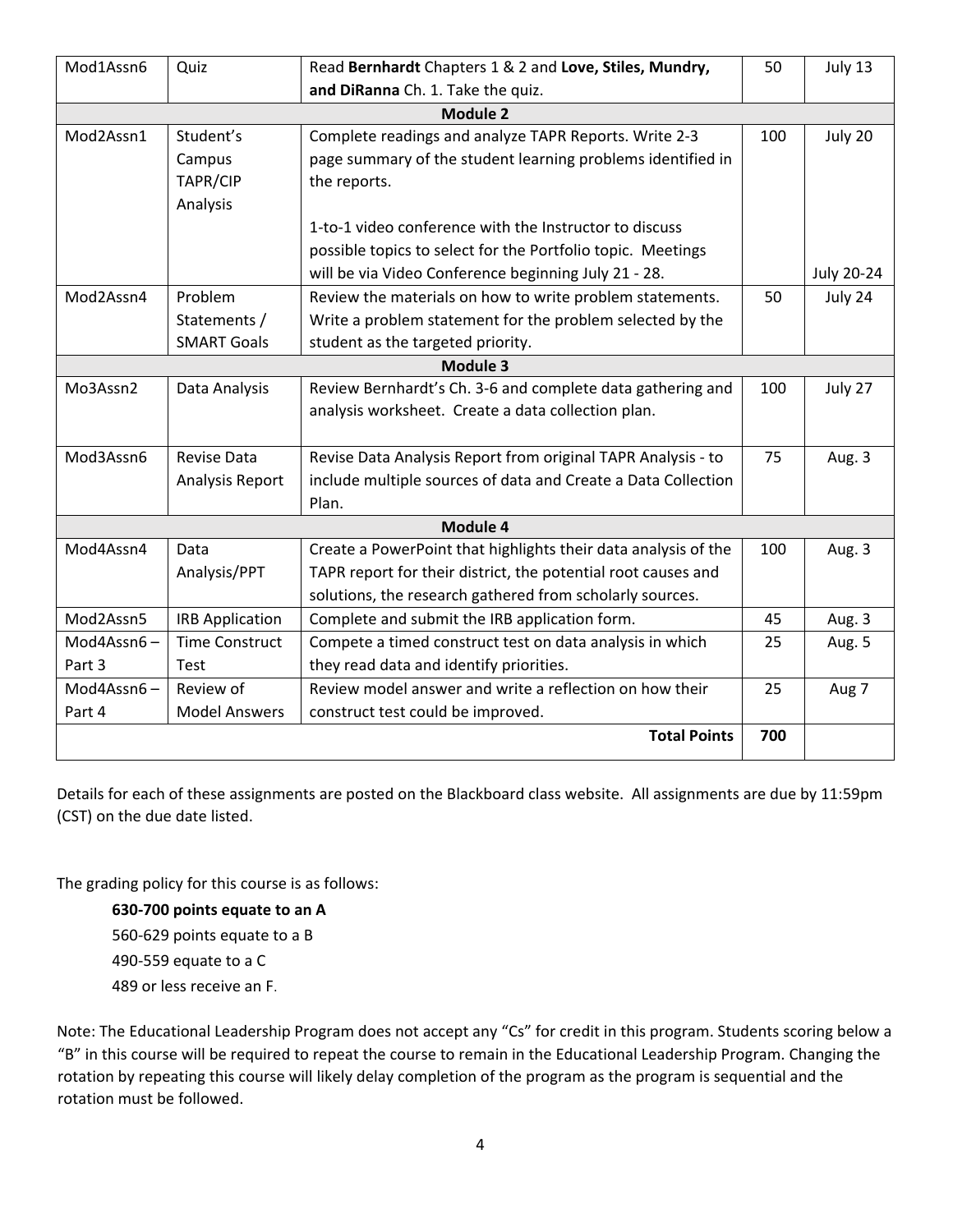| | | | | |
|---|---|---|---|---|
| Mod1Assn6 | Quiz | Read **Bernhardt** Chapters 1 & 2 and **Love, Stiles, Mundry, and DiRanna** Ch. 1. Take the quiz. | 50 | July 13 |
| | | **Module 2** | | |
| Mod2Assn1 | Student's Campus TAPR/CIP Analysis | Complete readings and analyze TAPR Reports. Write 2-3 page summary of the student learning problems identified in the reports.<br><br>1-to-1 video conference with the Instructor to discuss possible topics to select for the Portfolio topic. Meetings will be via Video Conference beginning July 21 - 28. | 100 | July 20<br><br>July 20-24 |
| Mod2Assn4 | Problem Statements / SMART Goals | Review the materials on how to write problem statements. Write a problem statement for the problem selected by the student as the targeted priority. | 50 | July 24 |
| | | **Module 3** | | |
| Mo3Assn2 | Data Analysis | Review Bernhardt's Ch. 3-6 and complete data gathering and analysis worksheet. Create a data collection plan. | 100 | July 27 |
| Mod3Assn6 | Revise Data Analysis Report | Revise Data Analysis Report from original TAPR Analysis - to include multiple sources of data and Create a Data Collection Plan. | 75 | Aug. 3 |
| | | **Module 4** | | |
| Mod4Assn4 | Data Analysis/PPT | Create a PowerPoint that highlights their data analysis of the TAPR report for their district, the potential root causes and solutions, the research gathered from scholarly sources. | 100 | Aug. 3 |
| Mod2Assn5 | IRB Application | Complete and submit the IRB application form. | 45 | Aug. 3 |
| Mod4Assn6 – Part 3 | Time Construct Test | Compete a timed construct test on data analysis in which they read data and identify priorities. | 25 | Aug. 5 |
| Mod4Assn6 – Part 4 | Review of Model Answers | Review model answer and write a reflection on how their construct test could be improved. | 25 | Aug 7 |
| | | **Total Points** | **700** | |

Details for each of these assignments are posted on the Blackboard class website. All assignments are due by 11:59pm (CST) on the due date listed.

The grading policy for this course is as follows:

**630-700 points equate to an A**
560-629 points equate to a B
490-559 equate to a C
489 or less receive an F.

Note: The Educational Leadership Program does not accept any "Cs" for credit in this program. Students scoring below a "B" in this course will be required to repeat the course to remain in the Educational Leadership Program. Changing the rotation by repeating this course will likely delay completion of the program as the program is sequential and the rotation must be followed.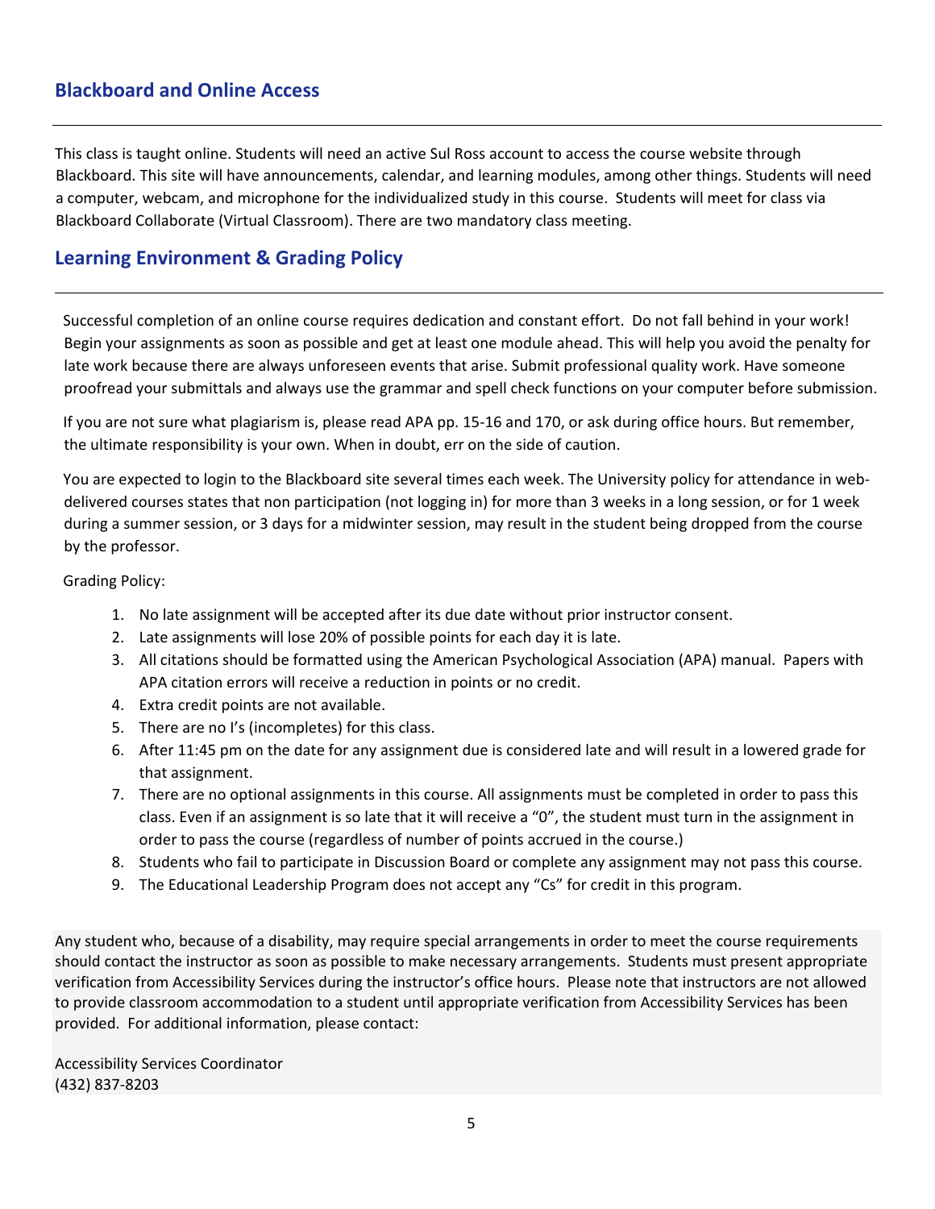## Blackboard and Online Access

This class is taught online. Students will need an active Sul Ross account to access the course website through Blackboard. This site will have announcements, calendar, and learning modules, among other things. Students will need a computer, webcam, and microphone for the individualized study in this course. Students will meet for class via Blackboard Collaborate (Virtual Classroom). There are two mandatory class meeting.

## Learning Environment & Grading Policy

Successful completion of an online course requires dedication and constant effort. Do not fall behind in your work! Begin your assignments as soon as possible and get at least one module ahead. This will help you avoid the penalty for late work because there are always unforeseen events that arise. Submit professional quality work. Have someone proofread your submittals and always use the grammar and spell check functions on your computer before submission.

If you are not sure what plagiarism is, please read APA pp. 15-16 and 170, or ask during office hours. But remember, the ultimate responsibility is your own. When in doubt, err on the side of caution.

You are expected to login to the Blackboard site several times each week. The University policy for attendance in web-delivered courses states that non participation (not logging in) for more than 3 weeks in a long session, or for 1 week during a summer session, or 3 days for a midwinter session, may result in the student being dropped from the course by the professor.

Grading Policy:

1. No late assignment will be accepted after its due date without prior instructor consent.
2. Late assignments will lose 20% of possible points for each day it is late.
3. All citations should be formatted using the American Psychological Association (APA) manual. Papers with APA citation errors will receive a reduction in points or no credit.
4. Extra credit points are not available.
5. There are no I's (incompletes) for this class.
6. After 11:45 pm on the date for any assignment due is considered late and will result in a lowered grade for that assignment.
7. There are no optional assignments in this course. All assignments must be completed in order to pass this class. Even if an assignment is so late that it will receive a "0", the student must turn in the assignment in order to pass the course (regardless of number of points accrued in the course.)
8. Students who fail to participate in Discussion Board or complete any assignment may not pass this course.
9. The Educational Leadership Program does not accept any "Cs" for credit in this program.

Any student who, because of a disability, may require special arrangements in order to meet the course requirements should contact the instructor as soon as possible to make necessary arrangements. Students must present appropriate verification from Accessibility Services during the instructor's office hours. Please note that instructors are not allowed to provide classroom accommodation to a student until appropriate verification from Accessibility Services has been provided. For additional information, please contact:

Accessibility Services Coordinator
(432) 837-8203